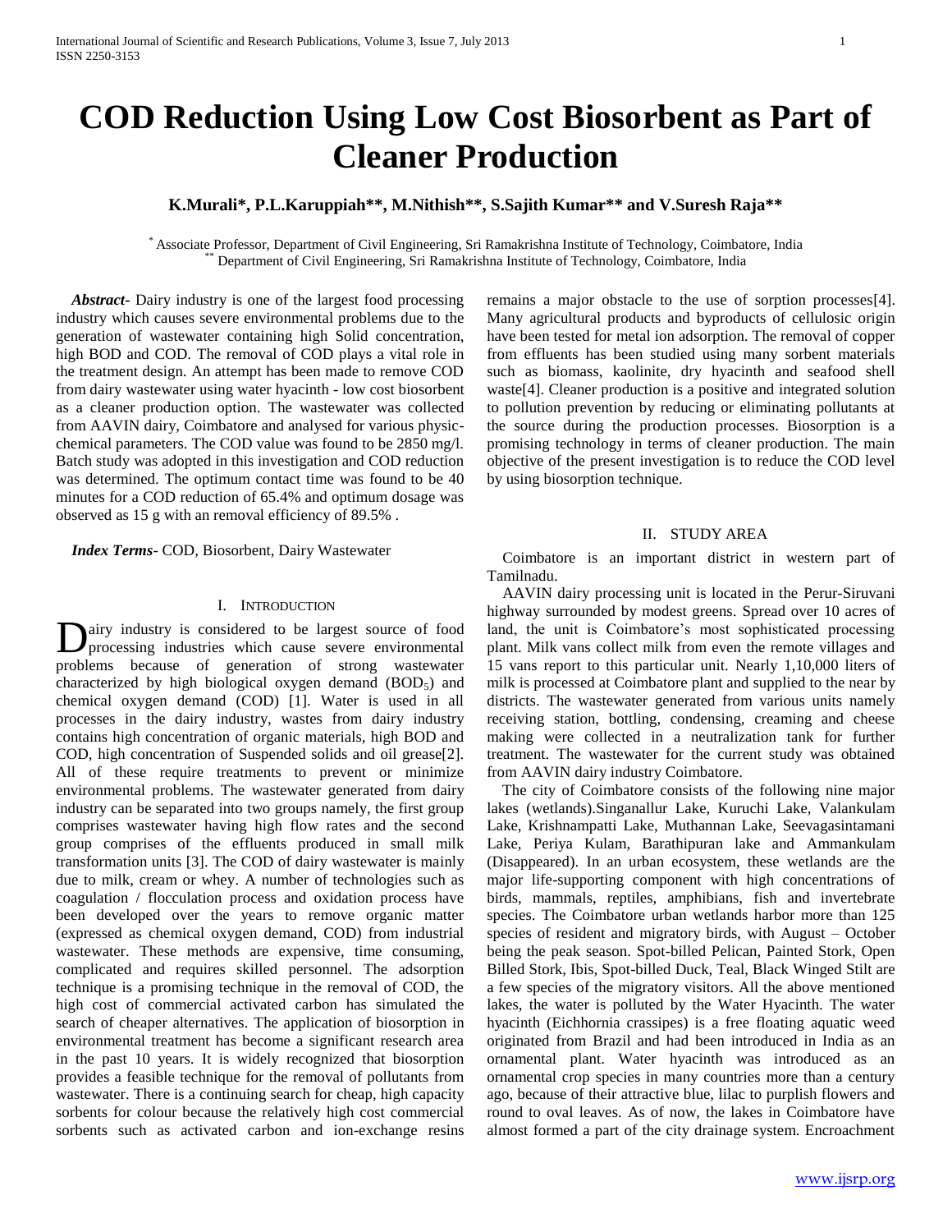# COD Reduction Using Low Cost Biosorbent as Part of Cleaner Production

**K.Murali*, P.L.Karuppiah**, M.Nithish**, S.Sajith Kumar** and V.Suresh Raja****

\* Associate Professor, Department of Civil Engineering, Sri Ramakrishna Institute of Technology, Coimbatore, India
\*\* Department of Civil Engineering, Sri Ramakrishna Institute of Technology, Coimbatore, India

***Abstract-*** Dairy industry is one of the largest food processing industry which causes severe environmental problems due to the generation of wastewater containing high Solid concentration, high BOD and COD. The removal of COD plays a vital role in the treatment design. An attempt has been made to remove COD from dairy wastewater using water hyacinth - low cost biosorbent as a cleaner production option. The wastewater was collected from AAVIN dairy, Coimbatore and analysed for various physic-chemical parameters. The COD value was found to be 2850 mg/l. Batch study was adopted in this investigation and COD reduction was determined. The optimum contact time was found to be 40 minutes for a COD reduction of 65.4% and optimum dosage was observed as 15 g with an removal efficiency of 89.5% .

***Index Terms*-** COD, Biosorbent, Dairy Wastewater

## I. Introduction

Dairy industry is considered to be largest source of food processing industries which cause severe environmental problems because of generation of strong wastewater characterized by high biological oxygen demand ($BOD_5$) and chemical oxygen demand (COD) [1]. Water is used in all processes in the dairy industry, wastes from dairy industry contains high concentration of organic materials, high BOD and COD, high concentration of Suspended solids and oil grease[2]. All of these require treatments to prevent or minimize environmental problems. The wastewater generated from dairy industry can be separated into two groups namely, the first group comprises wastewater having high flow rates and the second group comprises of the effluents produced in small milk transformation units [3]. The COD of dairy wastewater is mainly due to milk, cream or whey. A number of technologies such as coagulation / flocculation process and oxidation process have been developed over the years to remove organic matter (expressed as chemical oxygen demand, COD) from industrial wastewater. These methods are expensive, time consuming, complicated and requires skilled personnel. The adsorption technique is a promising technique in the removal of COD, the high cost of commercial activated carbon has simulated the search of cheaper alternatives. The application of biosorption in environmental treatment has become a significant research area in the past 10 years. It is widely recognized that biosorption provides a feasible technique for the removal of pollutants from wastewater. There is a continuing search for cheap, high capacity sorbents for colour because the relatively high cost commercial sorbents such as activated carbon and ion-exchange resins remains a major obstacle to the use of sorption processes[4]. Many agricultural products and byproducts of cellulosic origin have been tested for metal ion adsorption. The removal of copper from effluents has been studied using many sorbent materials such as biomass, kaolinite, dry hyacinth and seafood shell waste[4]. Cleaner production is a positive and integrated solution to pollution prevention by reducing or eliminating pollutants at the source during the production processes. Biosorption is a promising technology in terms of cleaner production. The main objective of the present investigation is to reduce the COD level by using biosorption technique.

## II. Study Area

Coimbatore is an important district in western part of Tamilnadu.

AAVIN dairy processing unit is located in the Perur-Siruvani highway surrounded by modest greens. Spread over 10 acres of land, the unit is Coimbatore's most sophisticated processing plant. Milk vans collect milk from even the remote villages and 15 vans report to this particular unit. Nearly 1,10,000 liters of milk is processed at Coimbatore plant and supplied to the near by districts. The wastewater generated from various units namely receiving station, bottling, condensing, creaming and cheese making were collected in a neutralization tank for further treatment. The wastewater for the current study was obtained from AAVIN dairy industry Coimbatore.

The city of Coimbatore consists of the following nine major lakes (wetlands).Singanallur Lake, Kuruchi Lake, Valankulam Lake, Krishnampatti Lake, Muthannan Lake, Seevagasintamani Lake, Periya Kulam, Barathipuran lake and Ammankulam (Disappeared). In an urban ecosystem, these wetlands are the major life-supporting component with high concentrations of birds, mammals, reptiles, amphibians, fish and invertebrate species. The Coimbatore urban wetlands harbor more than 125 species of resident and migratory birds, with August – October being the peak season. Spot-billed Pelican, Painted Stork, Open Billed Stork, Ibis, Spot-billed Duck, Teal, Black Winged Stilt are a few species of the migratory visitors. All the above mentioned lakes, the water is polluted by the Water Hyacinth. The water hyacinth (Eichhornia crassipes) is a free floating aquatic weed originated from Brazil and had been introduced in India as an ornamental plant. Water hyacinth was introduced as an ornamental crop species in many countries more than a century ago, because of their attractive blue, lilac to purplish flowers and round to oval leaves. As of now, the lakes in Coimbatore have almost formed a part of the city drainage system. Encroachment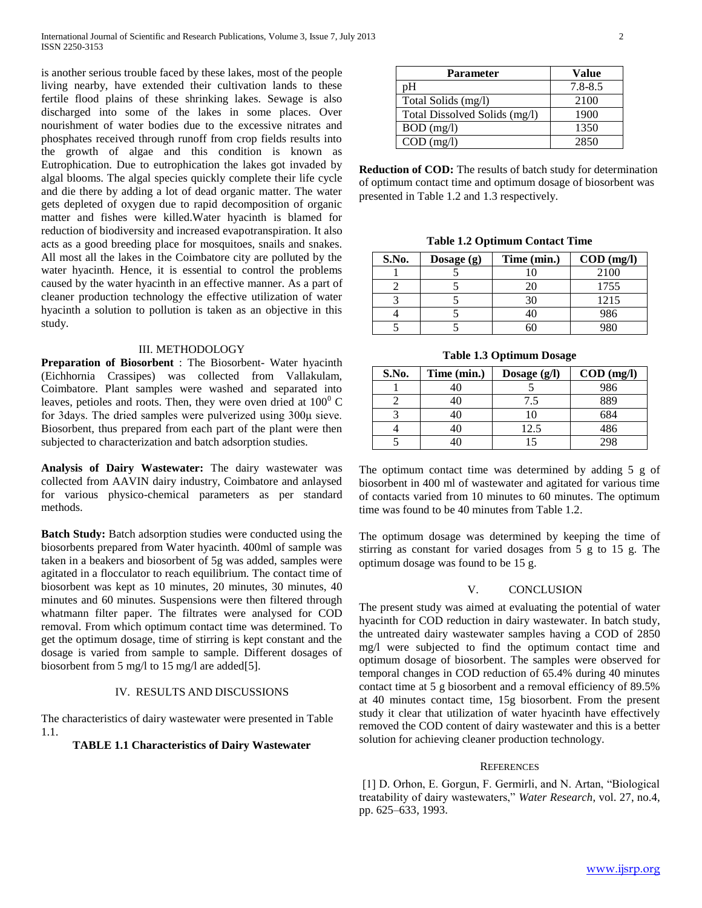is another serious trouble faced by these lakes, most of the people living nearby, have extended their cultivation lands to these fertile flood plains of these shrinking lakes. Sewage is also discharged into some of the lakes in some places. Over nourishment of water bodies due to the excessive nitrates and phosphates received through runoff from crop fields results into the growth of algae and this condition is known as Eutrophication. Due to eutrophication the lakes got invaded by algal blooms. The algal species quickly complete their life cycle and die there by adding a lot of dead organic matter. The water gets depleted of oxygen due to rapid decomposition of organic matter and fishes were killed.Water hyacinth is blamed for reduction of biodiversity and increased evapotranspiration. It also acts as a good breeding place for mosquitoes, snails and snakes. All most all the lakes in the Coimbatore city are polluted by the water hyacinth. Hence, it is essential to control the problems caused by the water hyacinth in an effective manner. As a part of cleaner production technology the effective utilization of water hyacinth a solution to pollution is taken as an objective in this study.

## III. METHODOLOGY

**Preparation of Biosorbent** : The Biosorbent- Water hyacinth (Eichhornia Crassipes) was collected from Vallakulam, Coimbatore. Plant samples were washed and separated into leaves, petioles and roots. Then, they were oven dried at $100^0$ C for 3days. The dried samples were pulverized using 300μ sieve. Biosorbent, thus prepared from each part of the plant were then subjected to characterization and batch adsorption studies.

**Analysis of Dairy Wastewater:** The dairy wastewater was collected from AAVIN dairy industry, Coimbatore and anlaysed for various physico-chemical parameters as per standard methods.

**Batch Study:** Batch adsorption studies were conducted using the biosorbents prepared from Water hyacinth. 400ml of sample was taken in a beakers and biosorbent of 5g was added, samples were agitated in a flocculator to reach equilibrium. The contact time of biosorbent was kept as 10 minutes, 20 minutes, 30 minutes, 40 minutes and 60 minutes. Suspensions were then filtered through whatmann filter paper. The filtrates were analysed for COD removal. From which optimum contact time was determined. To get the optimum dosage, time of stirring is kept constant and the dosage is varied from sample to sample. Different dosages of biosorbent from 5 mg/l to 15 mg/l are added[5].

## IV. RESULTS AND DISCUSSIONS

The characteristics of dairy wastewater were presented in Table 1.1.

**TABLE 1.1 Characteristics of Dairy Wastewater**

| Parameter | Value |
|---|---|
| pH | 7.8-8.5 |
| Total Solids (mg/l) | 2100 |
| Total Dissolved Solids (mg/l) | 1900 |
| BOD (mg/l) | 1350 |
| COD (mg/l) | 2850 |

**Reduction of COD:** The results of batch study for determination of optimum contact time and optimum dosage of biosorbent was presented in Table 1.2 and 1.3 respectively.

**Table 1.2 Optimum Contact Time**

| S.No. | Dosage (g) | Time (min.) | COD (mg/l) |
|---|---|---|---|
| 1 | 5 | 10 | 2100 |
| 2 | 5 | 20 | 1755 |
| 3 | 5 | 30 | 1215 |
| 4 | 5 | 40 | 986 |
| 5 | 5 | 60 | 980 |

**Table 1.3 Optimum Dosage**

| S.No. | Time (min.) | Dosage (g/l) | COD (mg/l) |
|---|---|---|---|
| 1 | 40 | 5 | 986 |
| 2 | 40 | 7.5 | 889 |
| 3 | 40 | 10 | 684 |
| 4 | 40 | 12.5 | 486 |
| 5 | 40 | 15 | 298 |

The optimum contact time was determined by adding 5 g of biosorbent in 400 ml of wastewater and agitated for various time of contacts varied from 10 minutes to 60 minutes. The optimum time was found to be 40 minutes from Table 1.2.

The optimum dosage was determined by keeping the time of stirring as constant for varied dosages from 5 g to 15 g. The optimum dosage was found to be 15 g.

## V. CONCLUSION

The present study was aimed at evaluating the potential of water hyacinth for COD reduction in dairy wastewater. In batch study, the untreated dairy wastewater samples having a COD of 2850 mg/l were subjected to find the optimum contact time and optimum dosage of biosorbent. The samples were observed for temporal changes in COD reduction of 65.4% during 40 minutes contact time at 5 g biosorbent and a removal efficiency of 89.5% at 40 minutes contact time, 15g biosorbent. From the present study it clear that utilization of water hyacinth have effectively removed the COD content of dairy wastewater and this is a better solution for achieving cleaner production technology.

## REFERENCES

[1] D. Orhon, E. Gorgun, F. Germirli, and N. Artan, "Biological treatability of dairy wastewaters," *Water Research*, vol. 27, no.4, pp. 625–633, 1993.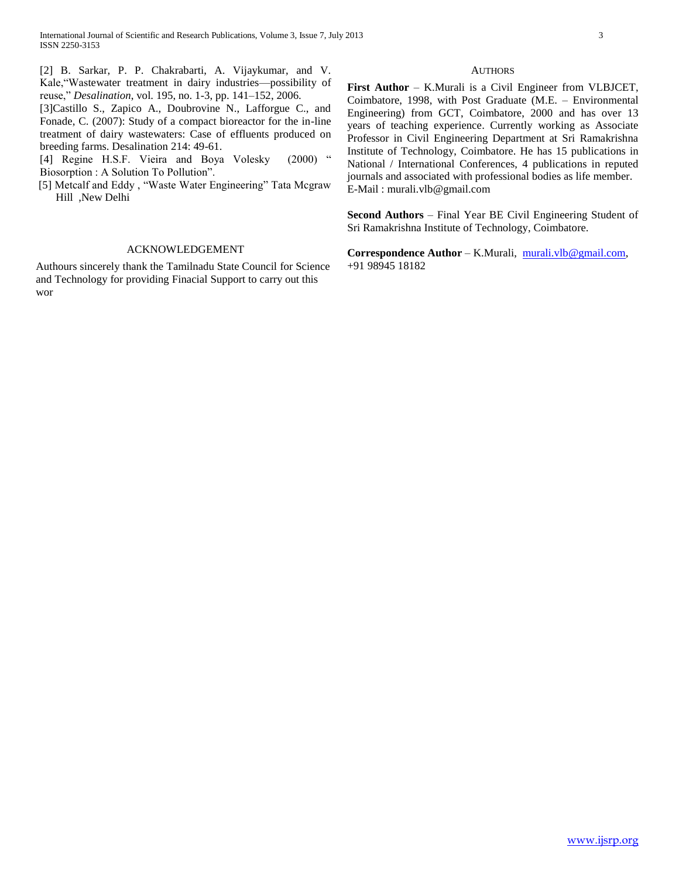[2] B. Sarkar, P. P. Chakrabarti, A. Vijaykumar, and V. Kale,"Wastewater treatment in dairy industries—possibility of reuse," *Desalination*, vol. 195, no. 1-3, pp. 141–152, 2006.

[3]Castillo S., Zapico A., Doubrovine N., Lafforgue C., and Fonade, C. (2007): Study of a compact bioreactor for the in-line treatment of dairy wastewaters: Case of effluents produced on breeding farms. Desalination 214: 49-61.

[4] Regine H.S.F. Vieira and Boya Volesky (2000) " Biosorption : A Solution To Pollution".

[5] Metcalf and Eddy , "Waste Water Engineering" Tata Mcgraw Hill ,New Delhi

## ACKNOWLEDGEMENT

Authours sincerely thank the Tamilnadu State Council for Science and Technology for providing Finacial Support to carry out this wor

## AUTHORS

**First Author** – K.Murali is a Civil Engineer from VLBJCET, Coimbatore, 1998, with Post Graduate (M.E. – Environmental Engineering) from GCT, Coimbatore, 2000 and has over 13 years of teaching experience. Currently working as Associate Professor in Civil Engineering Department at Sri Ramakrishna Institute of Technology, Coimbatore. He has 15 publications in National / International Conferences, 4 publications in reputed journals and associated with professional bodies as life member.
E-Mail : murali.vlb@gmail.com

**Second Authors** – Final Year BE Civil Engineering Student of Sri Ramakrishna Institute of Technology, Coimbatore.

**Correspondence Author** – K.Murali, murali.vlb@gmail.com, +91 98945 18182